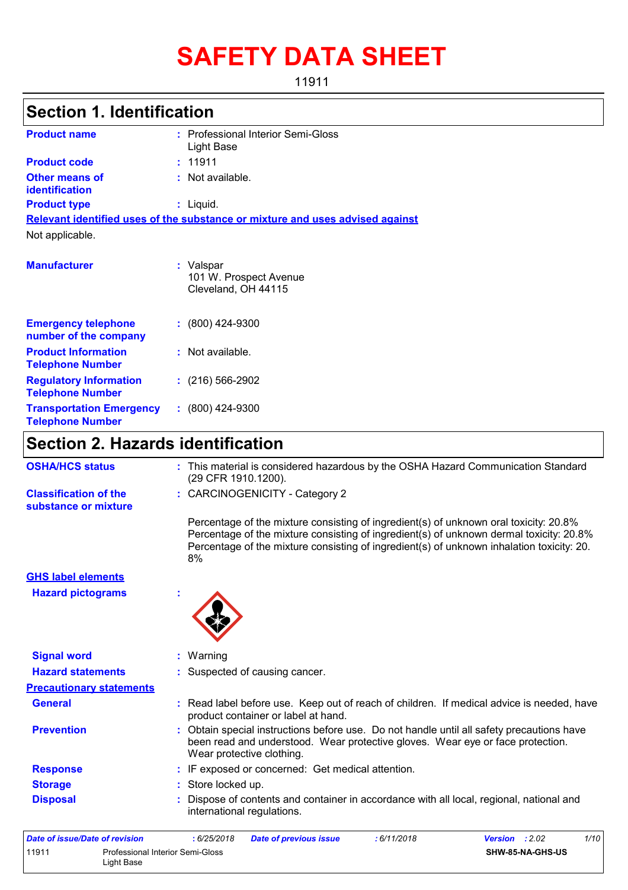# SAFETY DATA SHEET

11911

## Section 1. Identification

| | | |
|---|---|---|
| **Product name** | : | Professional Interior Semi-Gloss Light Base |
| **Product code** | : | 11911 |
| **Other means of identification** | : | Not available. |
| **Product type** | : | Liquid. |

**Relevant identified uses of the substance or mixture and uses advised against**

Not applicable.

| | | |
|---|---|---|
| **Manufacturer** | : | Valspar<br>101 W. Prospect Avenue<br>Cleveland, OH 44115 |
| **Emergency telephone number of the company** | : | (800) 424-9300 |
| **Product Information Telephone Number** | : | Not available. |
| **Regulatory Information Telephone Number** | : | (216) 566-2902 |
| **Transportation Emergency Telephone Number** | : | (800) 424-9300 |

## Section 2. Hazards identification

| | | |
|---|---|---|
| **OSHA/HCS status** | : | This material is considered hazardous by the OSHA Hazard Communication Standard (29 CFR 1910.1200). |
| **Classification of the substance or mixture** | : | CARCINOGENICITY - Category 2 |

Percentage of the mixture consisting of ingredient(s) of unknown oral toxicity: 20.8%
Percentage of the mixture consisting of ingredient(s) of unknown dermal toxicity: 20.8%
Percentage of the mixture consisting of ingredient(s) of unknown inhalation toxicity: 20.8%

**GHS label elements**

**Hazard pictograms** :

| | | |
|---|---|---|
| **Signal word** | : | Warning |
| **Hazard statements** | : | Suspected of causing cancer. |

**Precautionary statements**

| | | |
|---|---|---|
| **General** | : | Read label before use. Keep out of reach of children. If medical advice is needed, have product container or label at hand. |
| **Prevention** | : | Obtain special instructions before use. Do not handle until all safety precautions have been read and understood. Wear protective gloves. Wear eye or face protection. Wear protective clothing. |
| **Response** | : | IF exposed or concerned: Get medical attention. |
| **Storage** | : | Store locked up. |
| **Disposal** | : | Dispose of contents and container in accordance with all local, regional, national and international regulations. |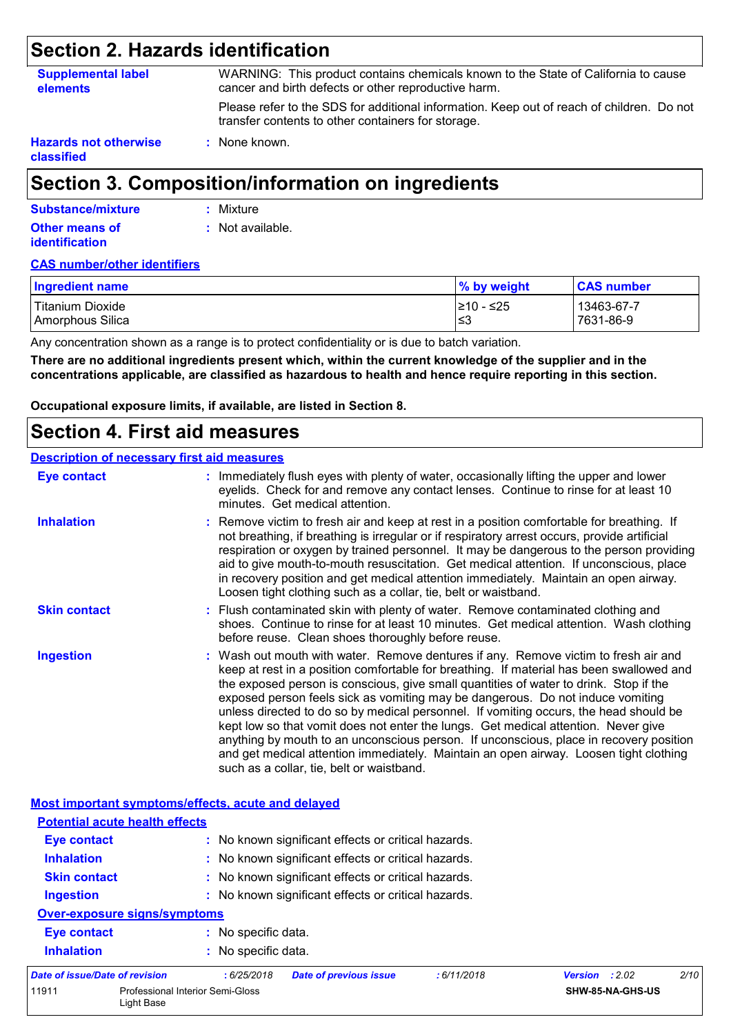# Section 2. Hazards identification

**Supplemental label elements**

WARNING: This product contains chemicals known to the State of California to cause cancer and birth defects or other reproductive harm.

Please refer to the SDS for additional information. Keep out of reach of children. Do not transfer contents to other containers for storage.

**Hazards not otherwise classified** : None known.

# Section 3. Composition/information on ingredients

**Substance/mixture** : Mixture

**Other means of identification** : Not available.

**CAS number/other identifiers**

| Ingredient name | % by weight | CAS number |
|---|---|---|
| Titanium Dioxide | ≥10 - ≤25 | 13463-67-7 |
| Amorphous Silica | ≤3 | 7631-86-9 |

Any concentration shown as a range is to protect confidentiality or is due to batch variation.

**There are no additional ingredients present which, within the current knowledge of the supplier and in the concentrations applicable, are classified as hazardous to health and hence require reporting in this section.**

**Occupational exposure limits, if available, are listed in Section 8.**

# Section 4. First aid measures

**Description of necessary first aid measures**

**Eye contact** : Immediately flush eyes with plenty of water, occasionally lifting the upper and lower eyelids. Check for and remove any contact lenses. Continue to rinse for at least 10 minutes. Get medical attention.

**Inhalation** : Remove victim to fresh air and keep at rest in a position comfortable for breathing. If not breathing, if breathing is irregular or if respiratory arrest occurs, provide artificial respiration or oxygen by trained personnel. It may be dangerous to the person providing aid to give mouth-to-mouth resuscitation. Get medical attention. If unconscious, place in recovery position and get medical attention immediately. Maintain an open airway. Loosen tight clothing such as a collar, tie, belt or waistband.

**Skin contact** : Flush contaminated skin with plenty of water. Remove contaminated clothing and shoes. Continue to rinse for at least 10 minutes. Get medical attention. Wash clothing before reuse. Clean shoes thoroughly before reuse.

**Ingestion** : Wash out mouth with water. Remove dentures if any. Remove victim to fresh air and keep at rest in a position comfortable for breathing. If material has been swallowed and the exposed person is conscious, give small quantities of water to drink. Stop if the exposed person feels sick as vomiting may be dangerous. Do not induce vomiting unless directed to do so by medical personnel. If vomiting occurs, the head should be kept low so that vomit does not enter the lungs. Get medical attention. Never give anything by mouth to an unconscious person. If unconscious, place in recovery position and get medical attention immediately. Maintain an open airway. Loosen tight clothing such as a collar, tie, belt or waistband.

**Most important symptoms/effects, acute and delayed**

**Potential acute health effects**

**Eye contact** : No known significant effects or critical hazards.

**Inhalation** : No known significant effects or critical hazards.

**Skin contact** : No known significant effects or critical hazards.

**Ingestion** : No known significant effects or critical hazards.

**Over-exposure signs/symptoms**

**Eye contact** : No specific data.

**Inhalation** : No specific data.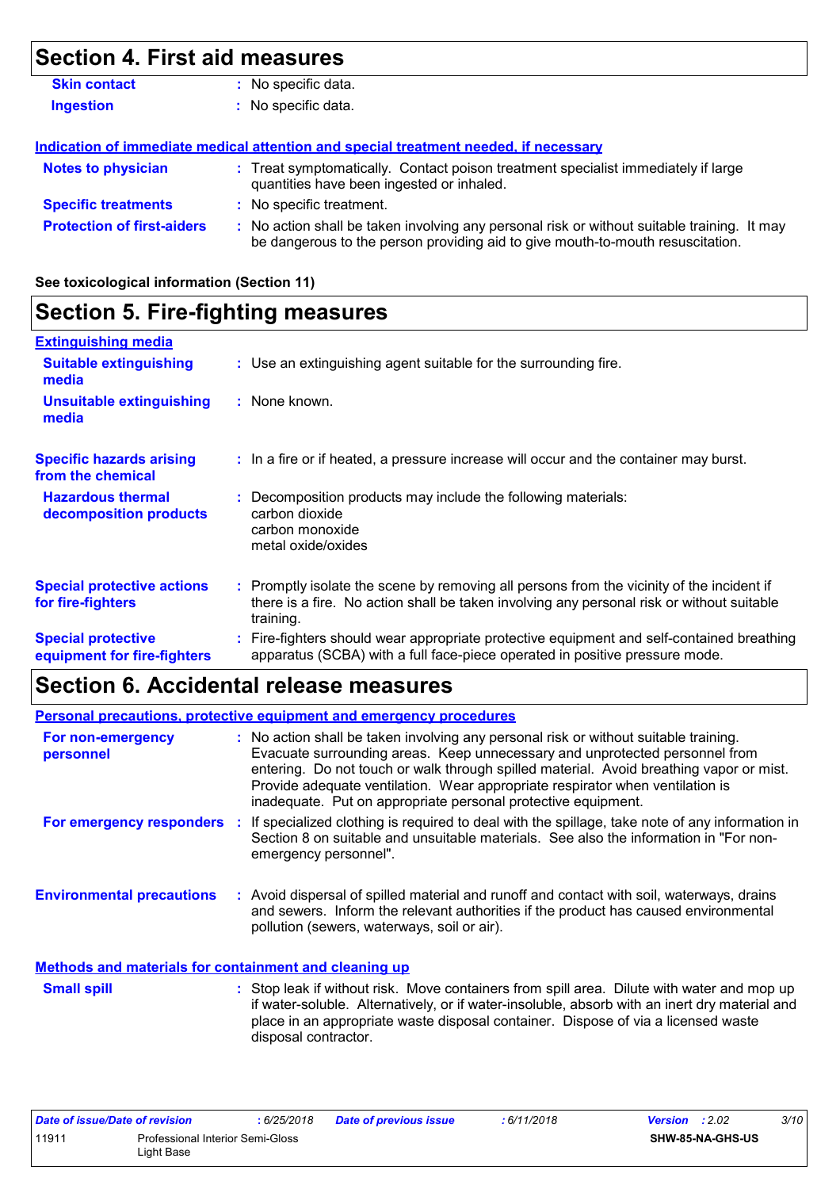## Section 4. First aid measures

**Skin contact** : No specific data.

**Ingestion** : No specific data.

**Indication of immediate medical attention and special treatment needed, if necessary**

**Notes to physician** : Treat symptomatically. Contact poison treatment specialist immediately if large quantities have been ingested or inhaled.

**Specific treatments** : No specific treatment.

**Protection of first-aiders** : No action shall be taken involving any personal risk or without suitable training. It may be dangerous to the person providing aid to give mouth-to-mouth resuscitation.

**See toxicological information (Section 11)**

## Section 5. Fire-fighting measures

**Extinguishing media**

**Suitable extinguishing media** : Use an extinguishing agent suitable for the surrounding fire.

**Unsuitable extinguishing media** : None known.

**Specific hazards arising from the chemical** : In a fire or if heated, a pressure increase will occur and the container may burst.

**Hazardous thermal decomposition products** : Decomposition products may include the following materials:
carbon dioxide
carbon monoxide
metal oxide/oxides

**Special protective actions for fire-fighters** : Promptly isolate the scene by removing all persons from the vicinity of the incident if there is a fire. No action shall be taken involving any personal risk or without suitable training.

**Special protective equipment for fire-fighters** : Fire-fighters should wear appropriate protective equipment and self-contained breathing apparatus (SCBA) with a full face-piece operated in positive pressure mode.

## Section 6. Accidental release measures

**Personal precautions, protective equipment and emergency procedures**

**For non-emergency personnel** : No action shall be taken involving any personal risk or without suitable training. Evacuate surrounding areas. Keep unnecessary and unprotected personnel from entering. Do not touch or walk through spilled material. Avoid breathing vapor or mist. Provide adequate ventilation. Wear appropriate respirator when ventilation is inadequate. Put on appropriate personal protective equipment.

**For emergency responders** : If specialized clothing is required to deal with the spillage, take note of any information in Section 8 on suitable and unsuitable materials. See also the information in "For non-emergency personnel".

**Environmental precautions** : Avoid dispersal of spilled material and runoff and contact with soil, waterways, drains and sewers. Inform the relevant authorities if the product has caused environmental pollution (sewers, waterways, soil or air).

**Methods and materials for containment and cleaning up**

**Small spill** : Stop leak if without risk. Move containers from spill area. Dilute with water and mop up if water-soluble. Alternatively, or if water-insoluble, absorb with an inert dry material and place in an appropriate waste disposal container. Dispose of via a licensed waste disposal contractor.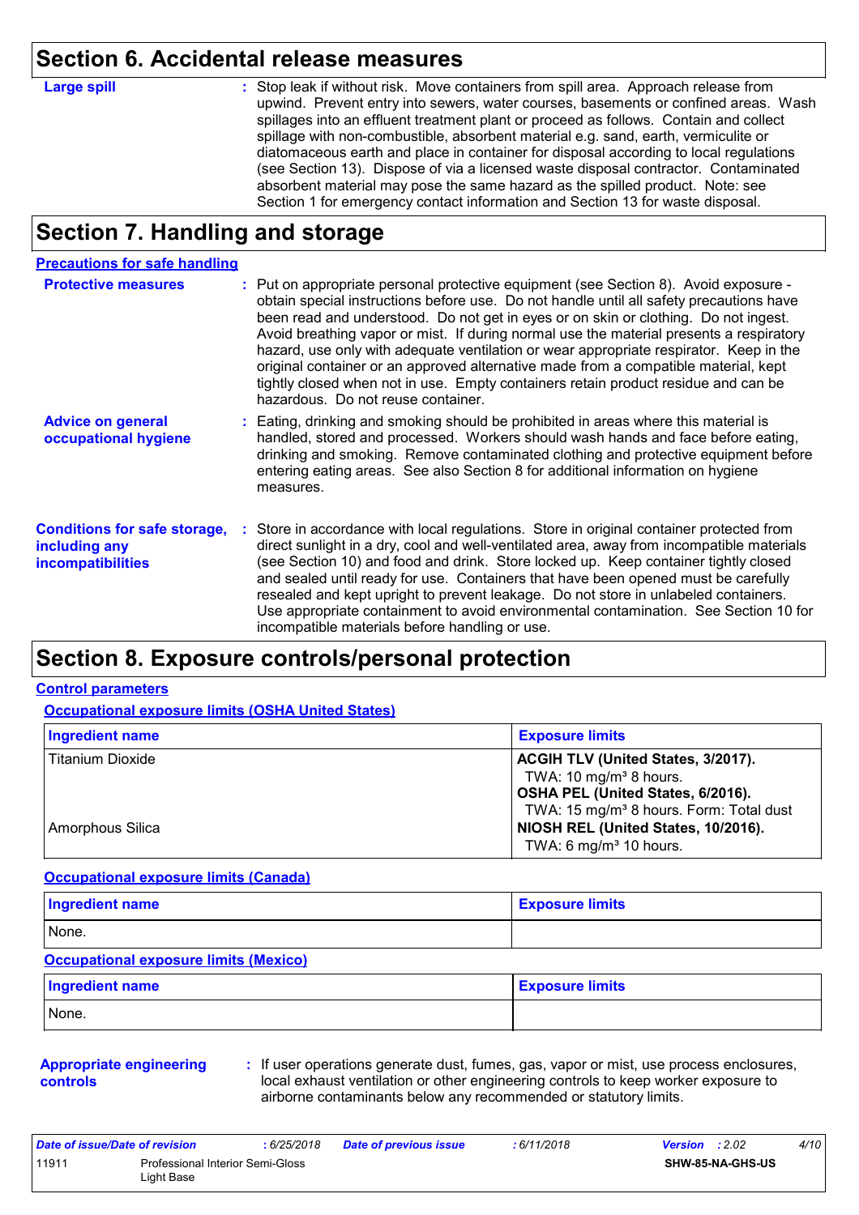## Section 6. Accidental release measures

**Large spill** : Stop leak if without risk. Move containers from spill area. Approach release from upwind. Prevent entry into sewers, water courses, basements or confined areas. Wash spillages into an effluent treatment plant or proceed as follows. Contain and collect spillage with non-combustible, absorbent material e.g. sand, earth, vermiculite or diatomaceous earth and place in container for disposal according to local regulations (see Section 13). Dispose of via a licensed waste disposal contractor. Contaminated absorbent material may pose the same hazard as the spilled product. Note: see Section 1 for emergency contact information and Section 13 for waste disposal.

## Section 7. Handling and storage

### Precautions for safe handling

**Protective measures** : Put on appropriate personal protective equipment (see Section 8). Avoid exposure - obtain special instructions before use. Do not handle until all safety precautions have been read and understood. Do not get in eyes or on skin or clothing. Do not ingest. Avoid breathing vapor or mist. If during normal use the material presents a respiratory hazard, use only with adequate ventilation or wear appropriate respirator. Keep in the original container or an approved alternative made from a compatible material, kept tightly closed when not in use. Empty containers retain product residue and can be hazardous. Do not reuse container.

**Advice on general occupational hygiene** : Eating, drinking and smoking should be prohibited in areas where this material is handled, stored and processed. Workers should wash hands and face before eating, drinking and smoking. Remove contaminated clothing and protective equipment before entering eating areas. See also Section 8 for additional information on hygiene measures.

**Conditions for safe storage, including any incompatibilities** : Store in accordance with local regulations. Store in original container protected from direct sunlight in a dry, cool and well-ventilated area, away from incompatible materials (see Section 10) and food and drink. Store locked up. Keep container tightly closed and sealed until ready for use. Containers that have been opened must be carefully resealed and kept upright to prevent leakage. Do not store in unlabeled containers. Use appropriate containment to avoid environmental contamination. See Section 10 for incompatible materials before handling or use.

## Section 8. Exposure controls/personal protection

### Control parameters

#### Occupational exposure limits (OSHA United States)

| Ingredient name | Exposure limits |
|---|---|
| Titanium Dioxide | **ACGIH TLV (United States, 3/2017).**<br>TWA: 10 mg/m³ 8 hours.<br>**OSHA PEL (United States, 6/2016).**<br>TWA: 15 mg/m³ 8 hours. Form: Total dust |
| Amorphous Silica | **NIOSH REL (United States, 10/2016).**<br>TWA: 6 mg/m³ 10 hours. |

#### Occupational exposure limits (Canada)

| Ingredient name | Exposure limits |
|---|---|
| None. | |

#### Occupational exposure limits (Mexico)

| Ingredient name | Exposure limits |
|---|---|
| None. | |

**Appropriate engineering controls** : If user operations generate dust, fumes, gas, vapor or mist, use process enclosures, local exhaust ventilation or other engineering controls to keep worker exposure to airborne contaminants below any recommended or statutory limits.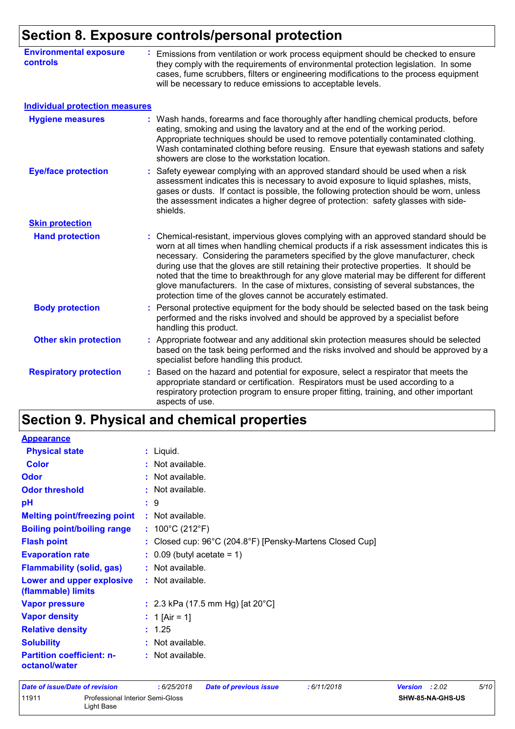## Section 8. Exposure controls/personal protection

**Environmental exposure controls** : Emissions from ventilation or work process equipment should be checked to ensure they comply with the requirements of environmental protection legislation. In some cases, fume scrubbers, filters or engineering modifications to the process equipment will be necessary to reduce emissions to acceptable levels.

### Individual protection measures

**Hygiene measures** : Wash hands, forearms and face thoroughly after handling chemical products, before eating, smoking and using the lavatory and at the end of the working period. Appropriate techniques should be used to remove potentially contaminated clothing. Wash contaminated clothing before reusing. Ensure that eyewash stations and safety showers are close to the workstation location.

**Eye/face protection** : Safety eyewear complying with an approved standard should be used when a risk assessment indicates this is necessary to avoid exposure to liquid splashes, mists, gases or dusts. If contact is possible, the following protection should be worn, unless the assessment indicates a higher degree of protection: safety glasses with side-shields.

**Skin protection**

**Hand protection** : Chemical-resistant, impervious gloves complying with an approved standard should be worn at all times when handling chemical products if a risk assessment indicates this is necessary. Considering the parameters specified by the glove manufacturer, check during use that the gloves are still retaining their protective properties. It should be noted that the time to breakthrough for any glove material may be different for different glove manufacturers. In the case of mixtures, consisting of several substances, the protection time of the gloves cannot be accurately estimated.

**Body protection** : Personal protective equipment for the body should be selected based on the task being performed and the risks involved and should be approved by a specialist before handling this product.

**Other skin protection** : Appropriate footwear and any additional skin protection measures should be selected based on the task being performed and the risks involved and should be approved by a specialist before handling this product.

**Respiratory protection** : Based on the hazard and potential for exposure, select a respirator that meets the appropriate standard or certification. Respirators must be used according to a respiratory protection program to ensure proper fitting, training, and other important aspects of use.

## Section 9. Physical and chemical properties

**Appearance**

**Physical state** : Liquid.

**Color** : Not available.

**Odor** : Not available.

**Odor threshold** : Not available.

**pH** : 9

**Melting point/freezing point** : Not available.

**Boiling point/boiling range** : 100°C (212°F)

**Flash point** : Closed cup: 96°C (204.8°F) [Pensky-Martens Closed Cup]

**Evaporation rate** : 0.09 (butyl acetate = 1)

**Flammability (solid, gas)** : Not available.

**Lower and upper explosive (flammable) limits** : Not available.

**Vapor pressure** : 2.3 kPa (17.5 mm Hg) [at 20°C]

**Vapor density** : 1 [Air = 1]

**Relative density** : 1.25

**Solubility** : Not available.

**Partition coefficient: n-octanol/water** : Not available.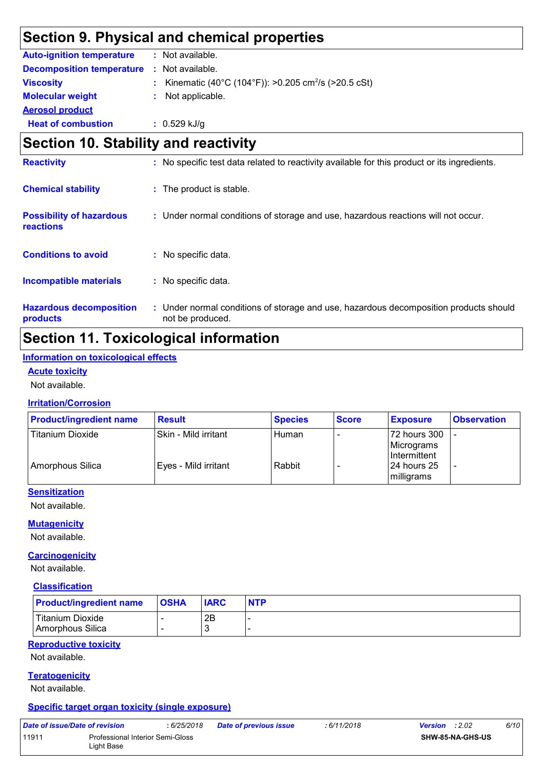# Section 9. Physical and chemical properties

**Auto-ignition temperature** : Not available.

**Decomposition temperature** : Not available.

**Viscosity** : Kinematic (40°C (104°F)): >0.205 $cm^2/s$ (>20.5 cSt)

**Molecular weight** : Not applicable.

**Aerosol product**

**Heat of combustion** : 0.529 kJ/g

# Section 10. Stability and reactivity

**Reactivity** : No specific test data related to reactivity available for this product or its ingredients.

**Chemical stability** : The product is stable.

**Possibility of hazardous reactions** : Under normal conditions of storage and use, hazardous reactions will not occur.

**Conditions to avoid** : No specific data.

**Incompatible materials** : No specific data.

**Hazardous decomposition products** : Under normal conditions of storage and use, hazardous decomposition products should not be produced.

# Section 11. Toxicological information

## Information on toxicological effects

### Acute toxicity

Not available.

### Irritation/Corrosion

| Product/ingredient name | Result | Species | Score | Exposure | Observation |
|---|---|---|---|---|---|
| Titanium Dioxide | Skin - Mild irritant | Human | - | 72 hours 300 Micrograms Intermittent | - |
| Amorphous Silica | Eyes - Mild irritant | Rabbit | - | 24 hours 25 milligrams | - |

### Sensitization

Not available.

### Mutagenicity

Not available.

### Carcinogenicity

Not available.

### Classification

| Product/ingredient name | OSHA | IARC | NTP |
|---|---|---|---|
| Titanium Dioxide | - | 2B | - |
| Amorphous Silica | - | 3 | - |

### Reproductive toxicity

Not available.

### Teratogenicity

Not available.

### Specific target organ toxicity (single exposure)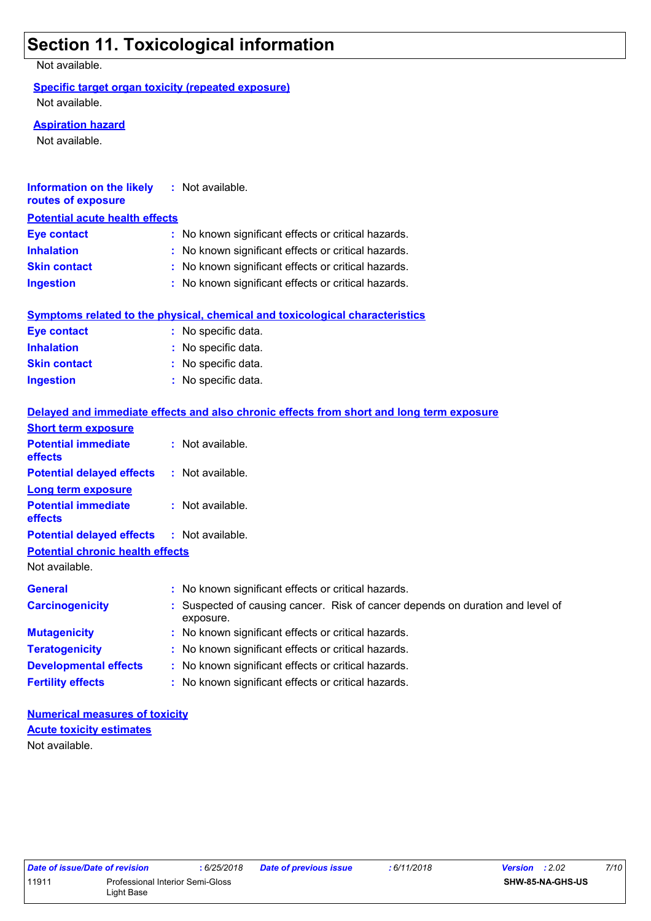# Section 11. Toxicological information

Not available.

**Specific target organ toxicity (repeated exposure)**

Not available.

**Aspiration hazard**

Not available.

**Information on the likely routes of exposure** : Not available.

**Potential acute health effects**

**Eye contact** : No known significant effects or critical hazards.
**Inhalation** : No known significant effects or critical hazards.
**Skin contact** : No known significant effects or critical hazards.
**Ingestion** : No known significant effects or critical hazards.

**Symptoms related to the physical, chemical and toxicological characteristics**

**Eye contact** : No specific data.
**Inhalation** : No specific data.
**Skin contact** : No specific data.
**Ingestion** : No specific data.

**Delayed and immediate effects and also chronic effects from short and long term exposure**

**Short term exposure**

**Potential immediate effects** : Not available.
**Potential delayed effects** : Not available.

**Long term exposure**

**Potential immediate effects** : Not available.
**Potential delayed effects** : Not available.

**Potential chronic health effects**

Not available.

**General** : No known significant effects or critical hazards.
**Carcinogenicity** : Suspected of causing cancer. Risk of cancer depends on duration and level of exposure.
**Mutagenicity** : No known significant effects or critical hazards.
**Teratogenicity** : No known significant effects or critical hazards.
**Developmental effects** : No known significant effects or critical hazards.
**Fertility effects** : No known significant effects or critical hazards.

**Numerical measures of toxicity**

**Acute toxicity estimates**

Not available.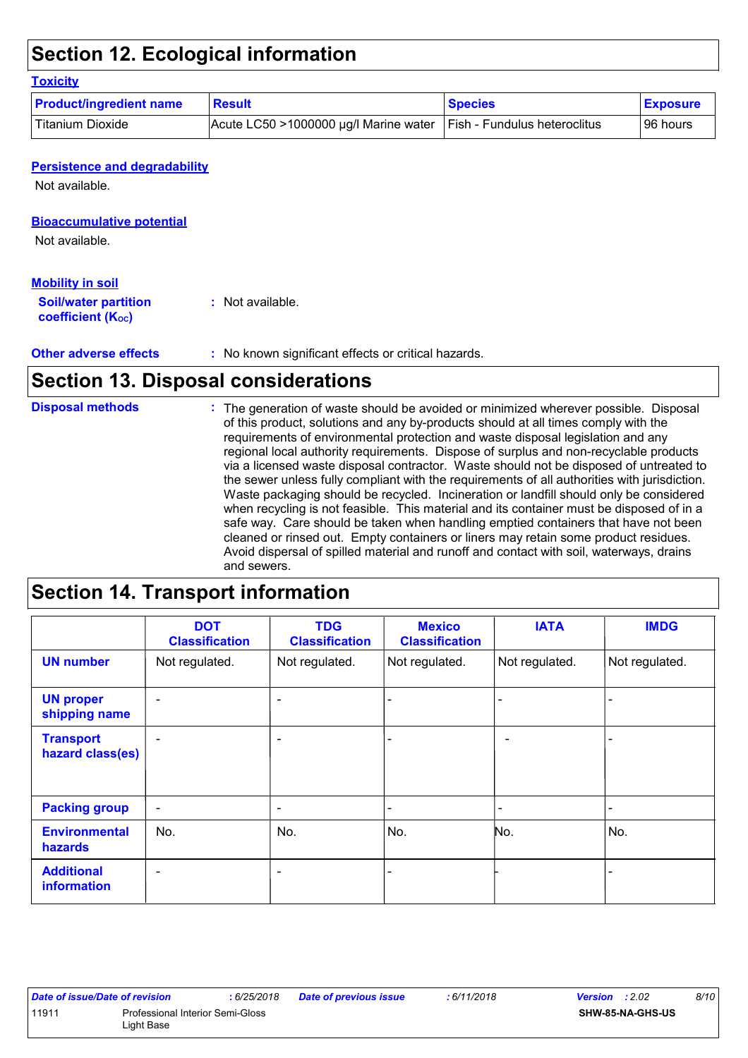## Section 12. Ecological information

### Toxicity

| Product/ingredient name | Result | Species | Exposure |
|---|---|---|---|
| Titanium Dioxide | Acute LC50 >1000000 µg/l Marine water | Fish - Fundulus heteroclitus | 96 hours |

### Persistence and degradability

Not available.

### Bioaccumulative potential

Not available.

### Mobility in soil

**Soil/water partition coefficient ($K_{OC}$)** : Not available.

**Other adverse effects** : No known significant effects or critical hazards.

## Section 13. Disposal considerations

**Disposal methods** : The generation of waste should be avoided or minimized wherever possible. Disposal of this product, solutions and any by-products should at all times comply with the requirements of environmental protection and waste disposal legislation and any regional local authority requirements. Dispose of surplus and non-recyclable products via a licensed waste disposal contractor. Waste should not be disposed of untreated to the sewer unless fully compliant with the requirements of all authorities with jurisdiction. Waste packaging should be recycled. Incineration or landfill should only be considered when recycling is not feasible. This material and its container must be disposed of in a safe way. Care should be taken when handling emptied containers that have not been cleaned or rinsed out. Empty containers or liners may retain some product residues. Avoid dispersal of spilled material and runoff and contact with soil, waterways, drains and sewers.

## Section 14. Transport information

| | DOT Classification | TDG Classification | Mexico Classification | IATA | IMDG |
|---|---|---|---|---|---|
| **UN number** | Not regulated. | Not regulated. | Not regulated. | Not regulated. | Not regulated. |
| **UN proper shipping name** | - | - | - | - | - |
| **Transport hazard class(es)** | - | - | - | - | - |
| **Packing group** | - | - | - | - | - |
| **Environmental hazards** | No. | No. | No. | No. | No. |
| **Additional information** | - | - | - | - | - |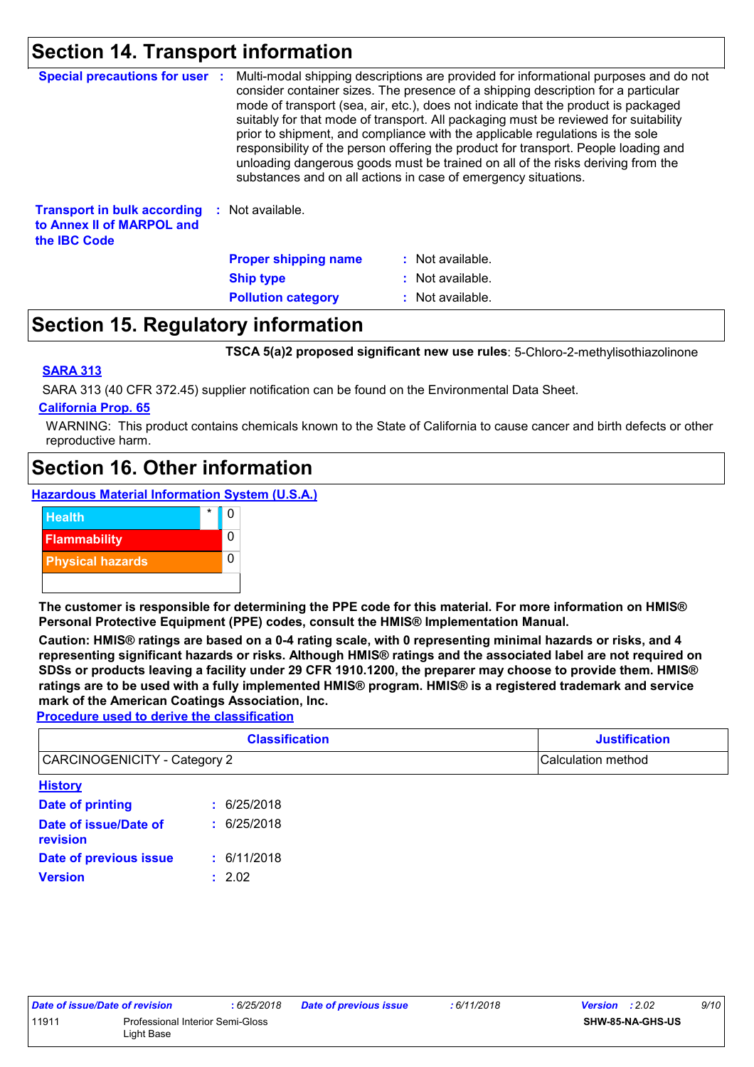## Section 14. Transport information

**Special precautions for user** : Multi-modal shipping descriptions are provided for informational purposes and do not consider container sizes. The presence of a shipping description for a particular mode of transport (sea, air, etc.), does not indicate that the product is packaged suitably for that mode of transport. All packaging must be reviewed for suitability prior to shipment, and compliance with the applicable regulations is the sole responsibility of the person offering the product for transport. People loading and unloading dangerous goods must be trained on all of the risks deriving from the substances and on all actions in case of emergency situations.

**Transport in bulk according to Annex II of MARPOL and the IBC Code** : Not available.

**Proper shipping name** : Not available.

**Ship type** : Not available.

**Pollution category** : Not available.

## Section 15. Regulatory information

**TSCA 5(a)2 proposed significant new use rules**: 5-Chloro-2-methylisothiazolinone

**SARA 313**

SARA 313 (40 CFR 372.45) supplier notification can be found on the Environmental Data Sheet.

**California Prop. 65**

WARNING: This product contains chemicals known to the State of California to cause cancer and birth defects or other reproductive harm.

## Section 16. Other information

**Hazardous Material Information System (U.S.A.)**

| | | |
|---|---|---|
| Health | * | 0 |
| Flammability | | 0 |
| Physical hazards | | 0 |

**The customer is responsible for determining the PPE code for this material. For more information on HMIS® Personal Protective Equipment (PPE) codes, consult the HMIS® Implementation Manual.**

**Caution: HMIS® ratings are based on a 0-4 rating scale, with 0 representing minimal hazards or risks, and 4 representing significant hazards or risks. Although HMIS® ratings and the associated label are not required on SDSs or products leaving a facility under 29 CFR 1910.1200, the preparer may choose to provide them. HMIS® ratings are to be used with a fully implemented HMIS® program. HMIS® is a registered trademark and service mark of the American Coatings Association, Inc.**

**Procedure used to derive the classification**

| Classification | Justification |
|---|---|
| CARCINOGENICITY - Category 2 | Calculation method |

**History**

**Date of printing** : 6/25/2018

**Date of issue/Date of revision** : 6/25/2018

**Date of previous issue** : 6/11/2018

**Version** : 2.02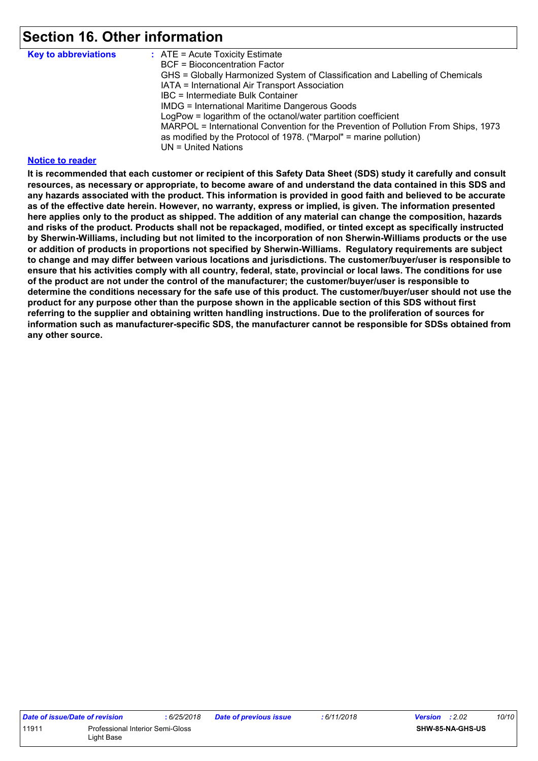## Section 16. Other information

**Key to abbreviations** : ATE = Acute Toxicity Estimate
BCF = Bioconcentration Factor
GHS = Globally Harmonized System of Classification and Labelling of Chemicals
IATA = International Air Transport Association
IBC = Intermediate Bulk Container
IMDG = International Maritime Dangerous Goods
LogPow = logarithm of the octanol/water partition coefficient
MARPOL = International Convention for the Prevention of Pollution From Ships, 1973 as modified by the Protocol of 1978. ("Marpol" = marine pollution)
UN = United Nations

**Notice to reader**

**It is recommended that each customer or recipient of this Safety Data Sheet (SDS) study it carefully and consult resources, as necessary or appropriate, to become aware of and understand the data contained in this SDS and any hazards associated with the product. This information is provided in good faith and believed to be accurate as of the effective date herein. However, no warranty, express or implied, is given. The information presented here applies only to the product as shipped. The addition of any material can change the composition, hazards and risks of the product. Products shall not be repackaged, modified, or tinted except as specifically instructed by Sherwin-Williams, including but not limited to the incorporation of non Sherwin-Williams products or the use or addition of products in proportions not specified by Sherwin-Williams. Regulatory requirements are subject to change and may differ between various locations and jurisdictions. The customer/buyer/user is responsible to ensure that his activities comply with all country, federal, state, provincial or local laws. The conditions for use of the product are not under the control of the manufacturer; the customer/buyer/user is responsible to determine the conditions necessary for the safe use of this product. The customer/buyer/user should not use the product for any purpose other than the purpose shown in the applicable section of this SDS without first referring to the supplier and obtaining written handling instructions. Due to the proliferation of sources for information such as manufacturer-specific SDS, the manufacturer cannot be responsible for SDSs obtained from any other source.**